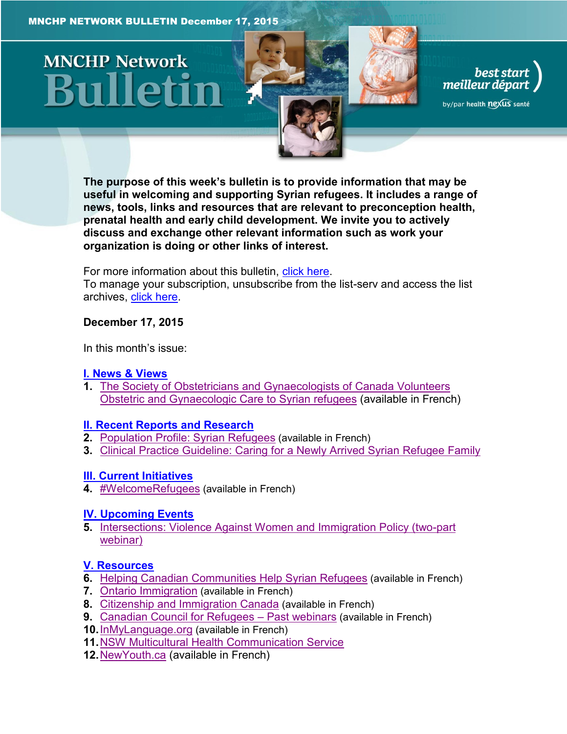MNCHP NETWORK BULLETIN December 17, 2015

# MNCHP Network Bulletin

best start
meilleur départ
by/par health nexus santé

**The purpose of this week's bulletin is to provide information that may be useful in welcoming and supporting Syrian refugees. It includes a range of news, tools, links and resources that are relevant to preconception health, prenatal health and early child development. We invite you to actively discuss and exchange other relevant information such as work your organization is doing or other links of interest.**

For more information about this bulletin, click here.
To manage your subscription, unsubscribe from the list-serv and access the list archives, click here.

**December 17, 2015**

In this month's issue:

**I. News & Views**

1. The Society of Obstetricians and Gynaecologists of Canada Volunteers Obstetric and Gynaecologic Care to Syrian refugees (available in French)

**II. Recent Reports and Research**

2. Population Profile: Syrian Refugees (available in French)
3. Clinical Practice Guideline: Caring for a Newly Arrived Syrian Refugee Family

**III. Current Initiatives**

4. #WelcomeRefugees (available in French)

**IV. Upcoming Events**

5. Intersections: Violence Against Women and Immigration Policy (two-part webinar)

**V. Resources**

6. Helping Canadian Communities Help Syrian Refugees (available in French)
7. Ontario Immigration (available in French)
8. Citizenship and Immigration Canada (available in French)
9. Canadian Council for Refugees – Past webinars (available in French)
10. InMyLanguage.org (available in French)
11. NSW Multicultural Health Communication Service
12. NewYouth.ca (available in French)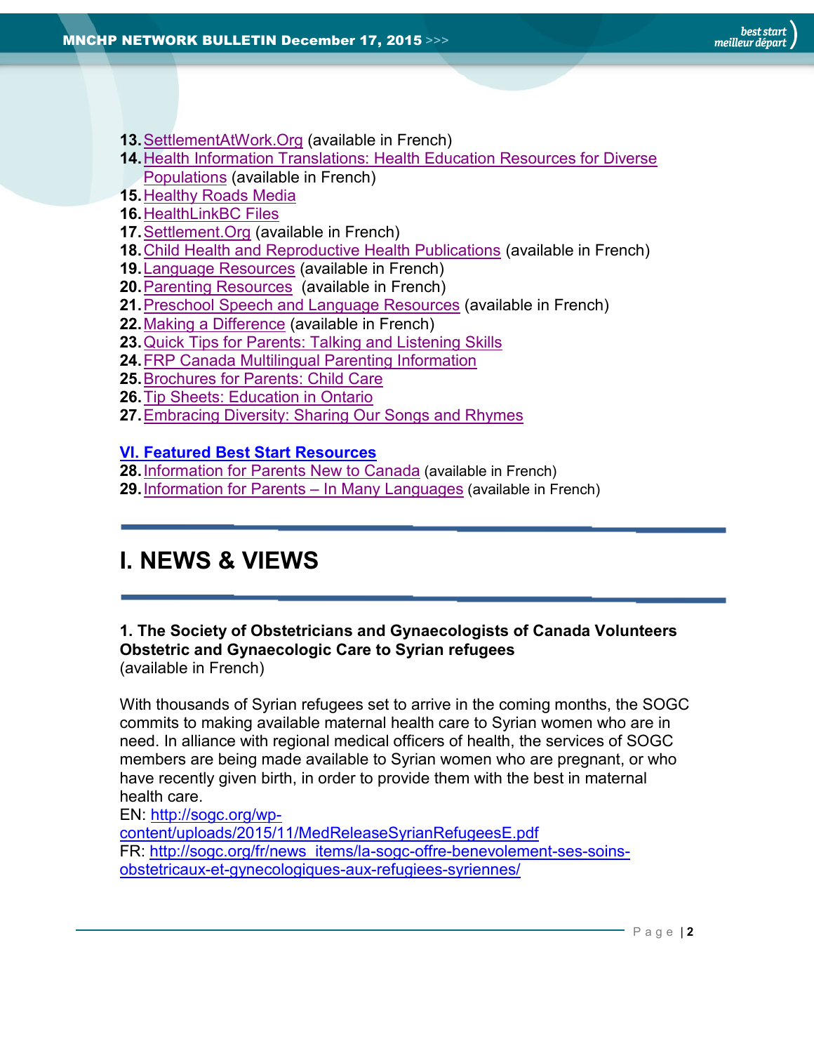13. SettlementAtWork.Org (available in French)
14. Health Information Translations: Health Education Resources for Diverse Populations (available in French)
15. Healthy Roads Media
16. HealthLinkBC Files
17. Settlement.Org (available in French)
18. Child Health and Reproductive Health Publications (available in French)
19. Language Resources (available in French)
20. Parenting Resources (available in French)
21. Preschool Speech and Language Resources (available in French)
22. Making a Difference (available in French)
23. Quick Tips for Parents: Talking and Listening Skills
24. FRP Canada Multilingual Parenting Information
25. Brochures for Parents: Child Care
26. Tip Sheets: Education in Ontario
27. Embracing Diversity: Sharing Our Songs and Rhymes

**VI. Featured Best Start Resources**

28. Information for Parents New to Canada (available in French)
29. Information for Parents – In Many Languages (available in French)

# I. NEWS & VIEWS

**1. The Society of Obstetricians and Gynaecologists of Canada Volunteers Obstetric and Gynaecologic Care to Syrian refugees**
(available in French)

With thousands of Syrian refugees set to arrive in the coming months, the SOGC commits to making available maternal health care to Syrian women who are in need. In alliance with regional medical officers of health, the services of SOGC members are being made available to Syrian women who are pregnant, or who have recently given birth, in order to provide them with the best in maternal health care.
EN: http://sogc.org/wp-content/uploads/2015/11/MedReleaseSyrianRefugeesE.pdf
FR: http://sogc.org/fr/news_items/la-sogc-offre-benevolement-ses-soins-obstetricaux-et-gynecologiques-aux-refugiees-syriennes/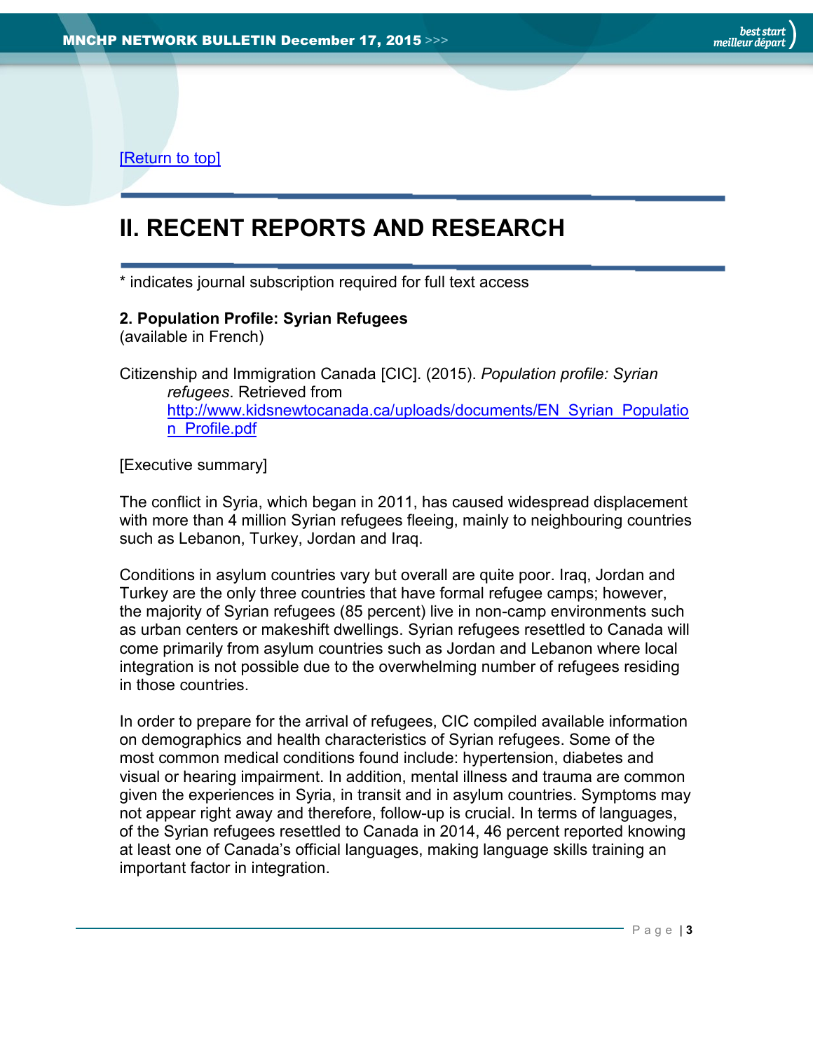[Return to top]

## II. RECENT REPORTS AND RESEARCH

* indicates journal subscription required for full text access

**2. Population Profile: Syrian Refugees**
(available in French)

Citizenship and Immigration Canada [CIC]. (2015). *Population profile: Syrian refugees*. Retrieved from http://www.kidsnewtocanada.ca/uploads/documents/EN_Syrian_Population_Profile.pdf

[Executive summary]

The conflict in Syria, which began in 2011, has caused widespread displacement with more than 4 million Syrian refugees fleeing, mainly to neighbouring countries such as Lebanon, Turkey, Jordan and Iraq.

Conditions in asylum countries vary but overall are quite poor. Iraq, Jordan and Turkey are the only three countries that have formal refugee camps; however, the majority of Syrian refugees (85 percent) live in non-camp environments such as urban centers or makeshift dwellings. Syrian refugees resettled to Canada will come primarily from asylum countries such as Jordan and Lebanon where local integration is not possible due to the overwhelming number of refugees residing in those countries.

In order to prepare for the arrival of refugees, CIC compiled available information on demographics and health characteristics of Syrian refugees. Some of the most common medical conditions found include: hypertension, diabetes and visual or hearing impairment. In addition, mental illness and trauma are common given the experiences in Syria, in transit and in asylum countries. Symptoms may not appear right away and therefore, follow-up is crucial. In terms of languages, of the Syrian refugees resettled to Canada in 2014, 46 percent reported knowing at least one of Canada's official languages, making language skills training an important factor in integration.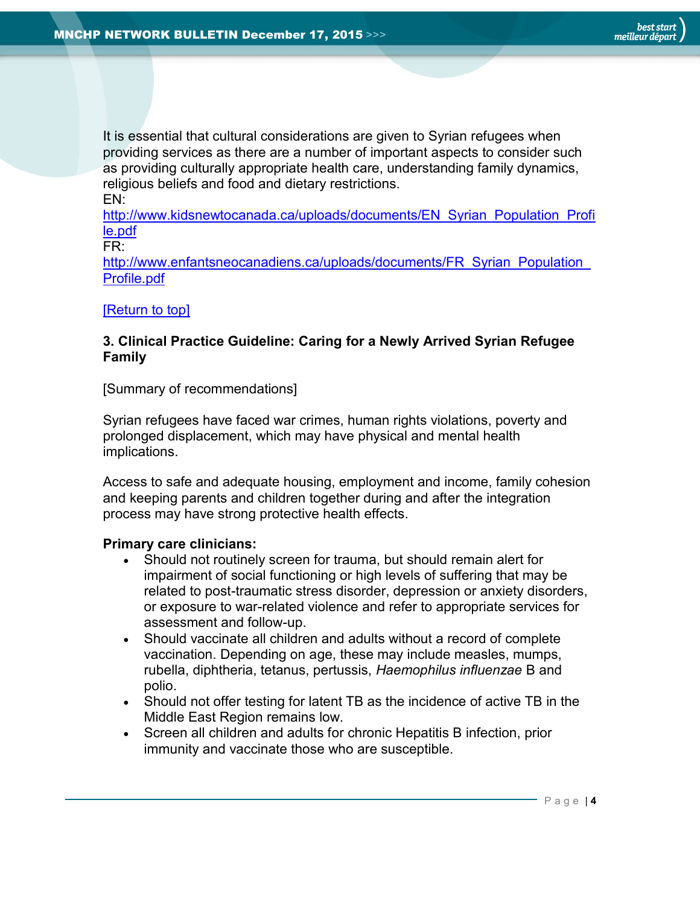It is essential that cultural considerations are given to Syrian refugees when providing services as there are a number of important aspects to consider such as providing culturally appropriate health care, understanding family dynamics, religious beliefs and food and dietary restrictions.
EN:
http://www.kidsnewtocanada.ca/uploads/documents/EN_Syrian_Population_Profile.pdf
FR:
http://www.enfantsneocanadiens.ca/uploads/documents/FR_Syrian_Population_Profile.pdf

[Return to top]

**3. Clinical Practice Guideline: Caring for a Newly Arrived Syrian Refugee Family**

[Summary of recommendations]

Syrian refugees have faced war crimes, human rights violations, poverty and prolonged displacement, which may have physical and mental health implications.

Access to safe and adequate housing, employment and income, family cohesion and keeping parents and children together during and after the integration process may have strong protective health effects.

**Primary care clinicians:**

- Should not routinely screen for trauma, but should remain alert for impairment of social functioning or high levels of suffering that may be related to post-traumatic stress disorder, depression or anxiety disorders, or exposure to war-related violence and refer to appropriate services for assessment and follow-up.
- Should vaccinate all children and adults without a record of complete vaccination. Depending on age, these may include measles, mumps, rubella, diphtheria, tetanus, pertussis, *Haemophilus influenzae* B and polio.
- Should not offer testing for latent TB as the incidence of active TB in the Middle East Region remains low.
- Screen all children and adults for chronic Hepatitis B infection, prior immunity and vaccinate those who are susceptible.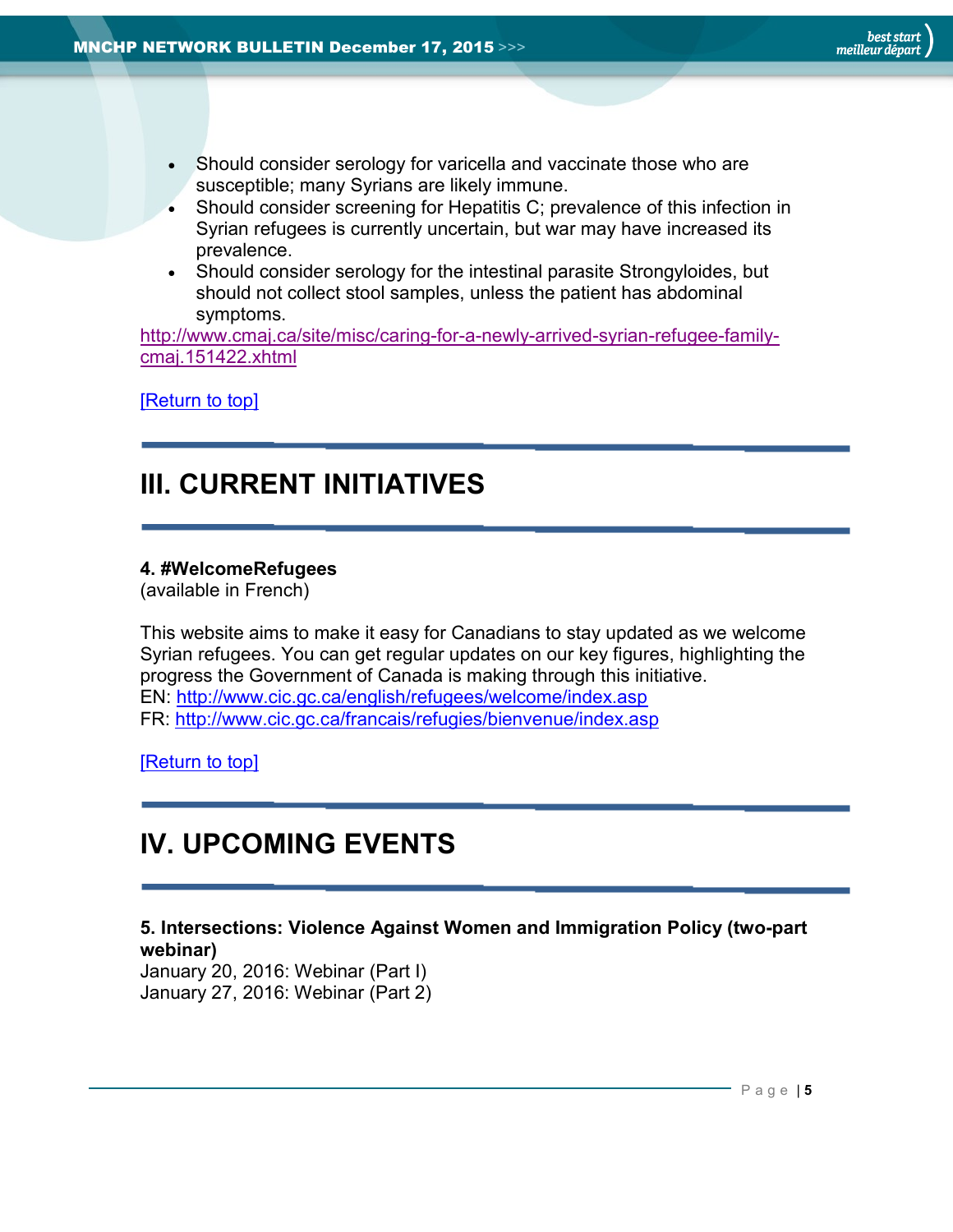- Should consider serology for varicella and vaccinate those who are susceptible; many Syrians are likely immune.
- Should consider screening for Hepatitis C; prevalence of this infection in Syrian refugees is currently uncertain, but war may have increased its prevalence.
- Should consider serology for the intestinal parasite Strongyloides, but should not collect stool samples, unless the patient has abdominal symptoms.

http://www.cmaj.ca/site/misc/caring-for-a-newly-arrived-syrian-refugee-family-cmaj.151422.xhtml

[Return to top]

## III. CURRENT INITIATIVES

**4. #WelcomeRefugees**
(available in French)

This website aims to make it easy for Canadians to stay updated as we welcome Syrian refugees. You can get regular updates on our key figures, highlighting the progress the Government of Canada is making through this initiative.
EN: http://www.cic.gc.ca/english/refugees/welcome/index.asp
FR: http://www.cic.gc.ca/francais/refugies/bienvenue/index.asp

[Return to top]

## IV. UPCOMING EVENTS

**5. Intersections: Violence Against Women and Immigration Policy (two-part webinar)**
January 20, 2016: Webinar (Part I)
January 27, 2016: Webinar (Part 2)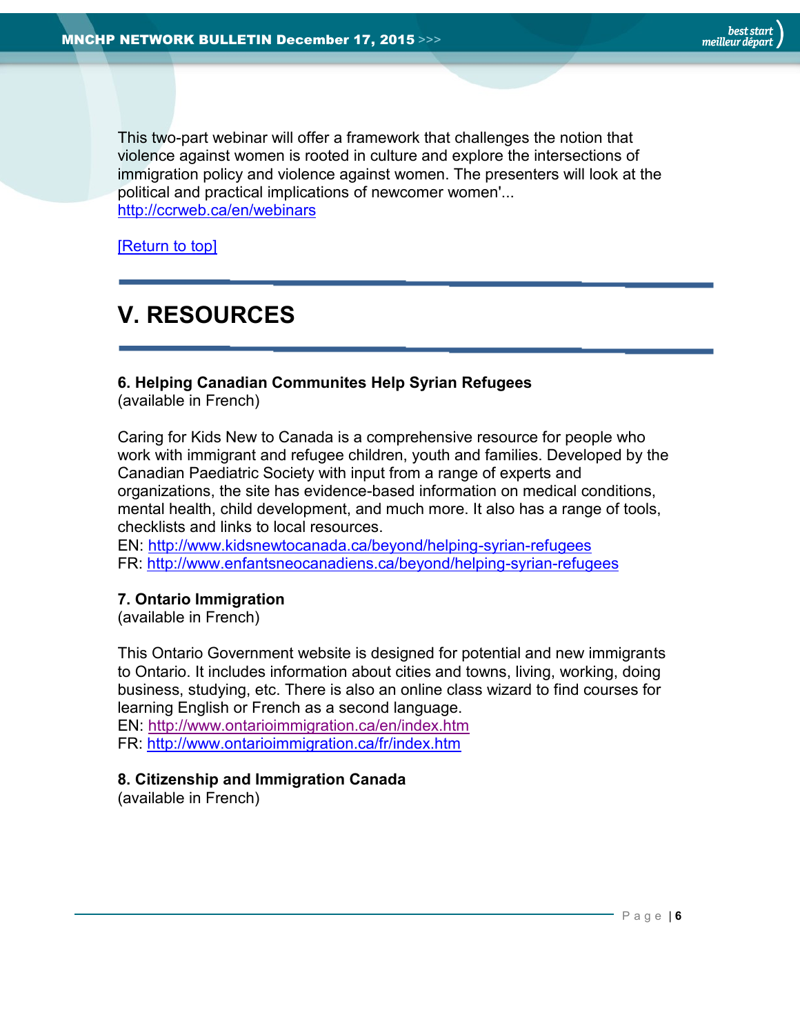This two-part webinar will offer a framework that challenges the notion that violence against women is rooted in culture and explore the intersections of immigration policy and violence against women. The presenters will look at the political and practical implications of newcomer women'...
http://ccrweb.ca/en/webinars

[Return to top]

# V. RESOURCES

**6. Helping Canadian Communites Help Syrian Refugees**
(available in French)

Caring for Kids New to Canada is a comprehensive resource for people who work with immigrant and refugee children, youth and families. Developed by the Canadian Paediatric Society with input from a range of experts and organizations, the site has evidence-based information on medical conditions, mental health, child development, and much more. It also has a range of tools, checklists and links to local resources.
EN: http://www.kidsnewtocanada.ca/beyond/helping-syrian-refugees
FR: http://www.enfantsneocanadiens.ca/beyond/helping-syrian-refugees

**7. Ontario Immigration**
(available in French)

This Ontario Government website is designed for potential and new immigrants to Ontario. It includes information about cities and towns, living, working, doing business, studying, etc. There is also an online class wizard to find courses for learning English or French as a second language.
EN: http://www.ontarioimmigration.ca/en/index.htm
FR: http://www.ontarioimmigration.ca/fr/index.htm

**8. Citizenship and Immigration Canada**
(available in French)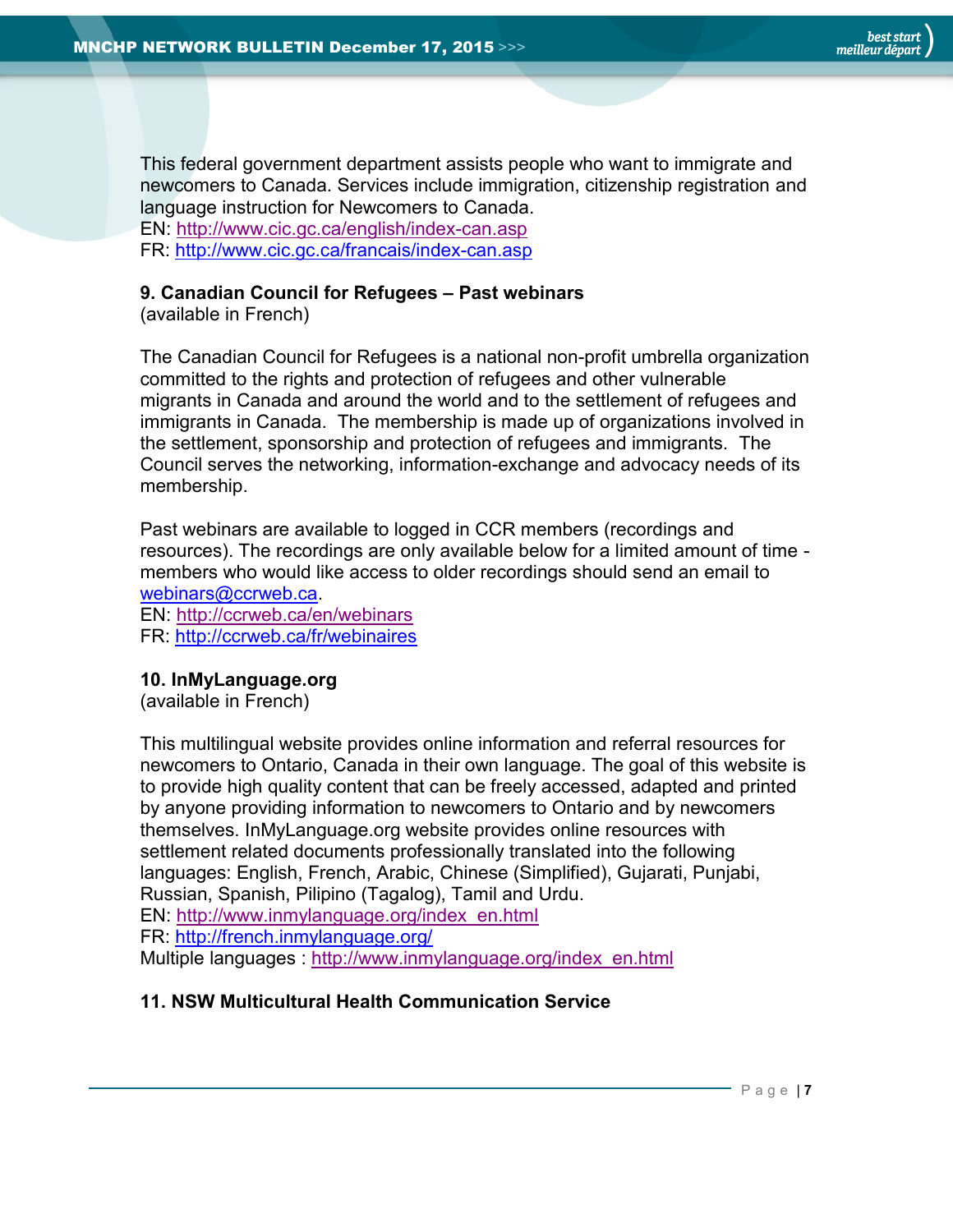This federal government department assists people who want to immigrate and newcomers to Canada. Services include immigration, citizenship registration and language instruction for Newcomers to Canada.
EN: http://www.cic.gc.ca/english/index-can.asp
FR: http://www.cic.gc.ca/francais/index-can.asp

**9. Canadian Council for Refugees – Past webinars**
(available in French)

The Canadian Council for Refugees is a national non-profit umbrella organization committed to the rights and protection of refugees and other vulnerable migrants in Canada and around the world and to the settlement of refugees and immigrants in Canada. The membership is made up of organizations involved in the settlement, sponsorship and protection of refugees and immigrants. The Council serves the networking, information-exchange and advocacy needs of its membership.

Past webinars are available to logged in CCR members (recordings and resources). The recordings are only available below for a limited amount of time - members who would like access to older recordings should send an email to webinars@ccrweb.ca.
EN: http://ccrweb.ca/en/webinars
FR: http://ccrweb.ca/fr/webinaires

**10. InMyLanguage.org**
(available in French)

This multilingual website provides online information and referral resources for newcomers to Ontario, Canada in their own language. The goal of this website is to provide high quality content that can be freely accessed, adapted and printed by anyone providing information to newcomers to Ontario and by newcomers themselves. InMyLanguage.org website provides online resources with settlement related documents professionally translated into the following languages: English, French, Arabic, Chinese (Simplified), Gujarati, Punjabi, Russian, Spanish, Pilipino (Tagalog), Tamil and Urdu.
EN: http://www.inmylanguage.org/index_en.html
FR: http://french.inmylanguage.org/
Multiple languages : http://www.inmylanguage.org/index_en.html

**11. NSW Multicultural Health Communication Service**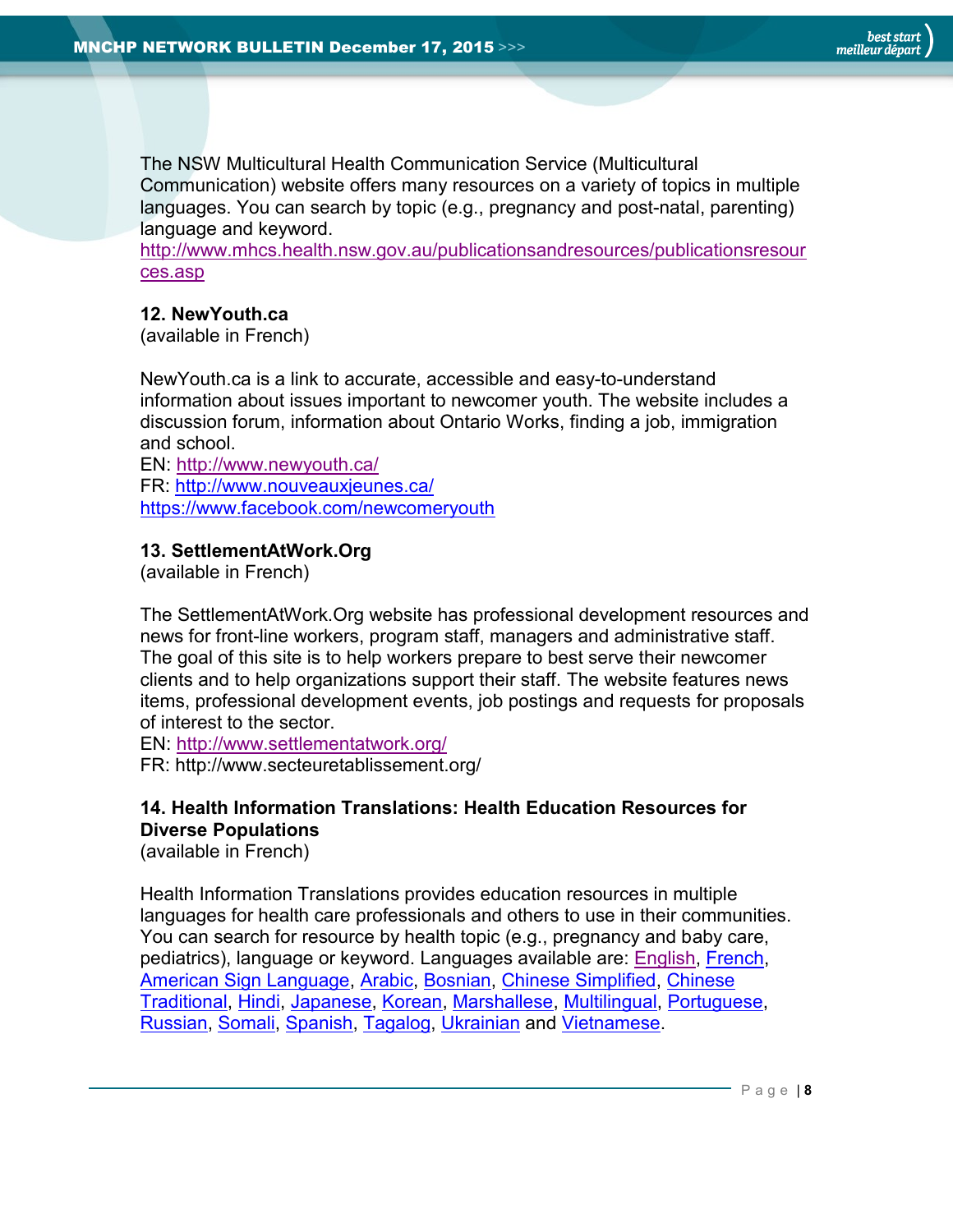The NSW Multicultural Health Communication Service (Multicultural Communication) website offers many resources on a variety of topics in multiple languages. You can search by topic (e.g., pregnancy and post-natal, parenting) language and keyword.
http://www.mhcs.health.nsw.gov.au/publicationsandresources/publicationsresources.asp

**12. NewYouth.ca**
(available in French)

NewYouth.ca is a link to accurate, accessible and easy-to-understand information about issues important to newcomer youth. The website includes a discussion forum, information about Ontario Works, finding a job, immigration and school.
EN: http://www.newyouth.ca/
FR: http://www.nouveauxjeunes.ca/
https://www.facebook.com/newcomeryouth

**13. SettlementAtWork.Org**
(available in French)

The SettlementAtWork.Org website has professional development resources and news for front-line workers, program staff, managers and administrative staff. The goal of this site is to help workers prepare to best serve their newcomer clients and to help organizations support their staff. The website features news items, professional development events, job postings and requests for proposals of interest to the sector.
EN: http://www.settlementatwork.org/
FR: http://www.secteuretablissement.org/

**14. Health Information Translations: Health Education Resources for Diverse Populations**
(available in French)

Health Information Translations provides education resources in multiple languages for health care professionals and others to use in their communities. You can search for resource by health topic (e.g., pregnancy and baby care, pediatrics), language or keyword. Languages available are: English, French, American Sign Language, Arabic, Bosnian, Chinese Simplified, Chinese Traditional, Hindi, Japanese, Korean, Marshallese, Multilingual, Portuguese, Russian, Somali, Spanish, Tagalog, Ukrainian and Vietnamese.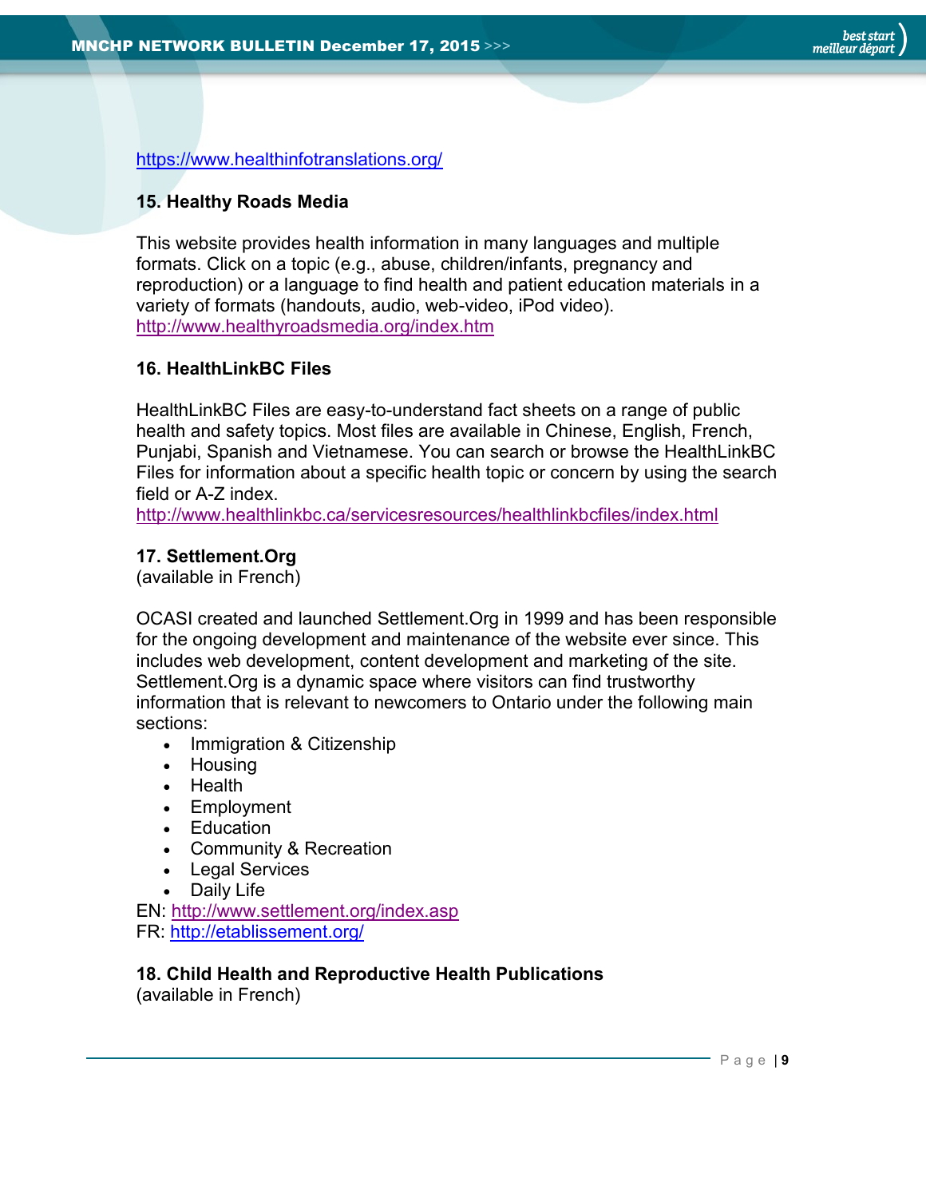https://www.healthinfotranslations.org/

### 15. Healthy Roads Media

This website provides health information in many languages and multiple formats. Click on a topic (e.g., abuse, children/infants, pregnancy and reproduction) or a language to find health and patient education materials in a variety of formats (handouts, audio, web-video, iPod video).
http://www.healthyroadsmedia.org/index.htm

### 16. HealthLinkBC Files

HealthLinkBC Files are easy-to-understand fact sheets on a range of public health and safety topics. Most files are available in Chinese, English, French, Punjabi, Spanish and Vietnamese. You can search or browse the HealthLinkBC Files for information about a specific health topic or concern by using the search field or A-Z index.
http://www.healthlinkbc.ca/servicesresources/healthlinkbcfiles/index.html

### 17. Settlement.Org
(available in French)

OCASI created and launched Settlement.Org in 1999 and has been responsible for the ongoing development and maintenance of the website ever since. This includes web development, content development and marketing of the site. Settlement.Org is a dynamic space where visitors can find trustworthy information that is relevant to newcomers to Ontario under the following main sections:

- Immigration & Citizenship
- Housing
- Health
- Employment
- Education
- Community & Recreation
- Legal Services
- Daily Life

EN: http://www.settlement.org/index.asp
FR: http://etablissement.org/

### 18. Child Health and Reproductive Health Publications
(available in French)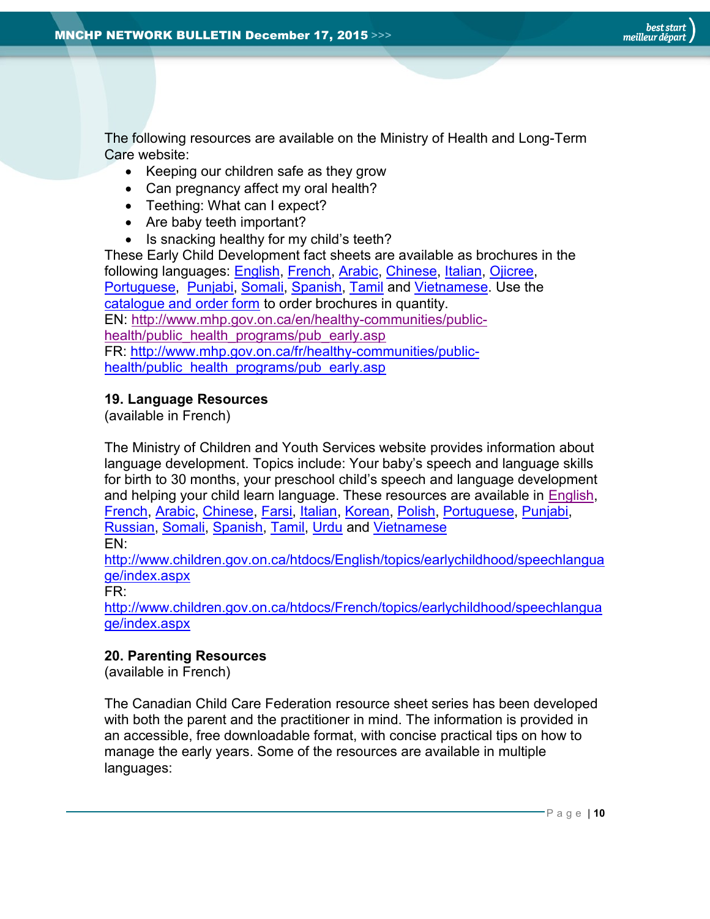The following resources are available on the Ministry of Health and Long-Term Care website:

- Keeping our children safe as they grow
- Can pregnancy affect my oral health?
- Teething: What can I expect?
- Are baby teeth important?
- Is snacking healthy for my child's teeth?

These Early Child Development fact sheets are available as brochures in the following languages: English, French, Arabic, Chinese, Italian, Ojicree, Portuguese, Punjabi, Somali, Spanish, Tamil and Vietnamese. Use the catalogue and order form to order brochures in quantity.
EN: http://www.mhp.gov.on.ca/en/healthy-communities/public-health/public_health_programs/pub_early.asp
FR: http://www.mhp.gov.on.ca/fr/healthy-communities/public-health/public_health_programs/pub_early.asp

**19. Language Resources**
(available in French)

The Ministry of Children and Youth Services website provides information about language development. Topics include: Your baby's speech and language skills for birth to 30 months, your preschool child's speech and language development and helping your child learn language. These resources are available in English, French, Arabic, Chinese, Farsi, Italian, Korean, Polish, Portuguese, Punjabi, Russian, Somali, Spanish, Tamil, Urdu and Vietnamese
EN:
http://www.children.gov.on.ca/htdocs/English/topics/earlychildhood/speechlanguage/index.aspx
FR:
http://www.children.gov.on.ca/htdocs/French/topics/earlychildhood/speechlanguage/index.aspx

**20. Parenting Resources**
(available in French)

The Canadian Child Care Federation resource sheet series has been developed with both the parent and the practitioner in mind. The information is provided in an accessible, free downloadable format, with concise practical tips on how to manage the early years. Some of the resources are available in multiple languages: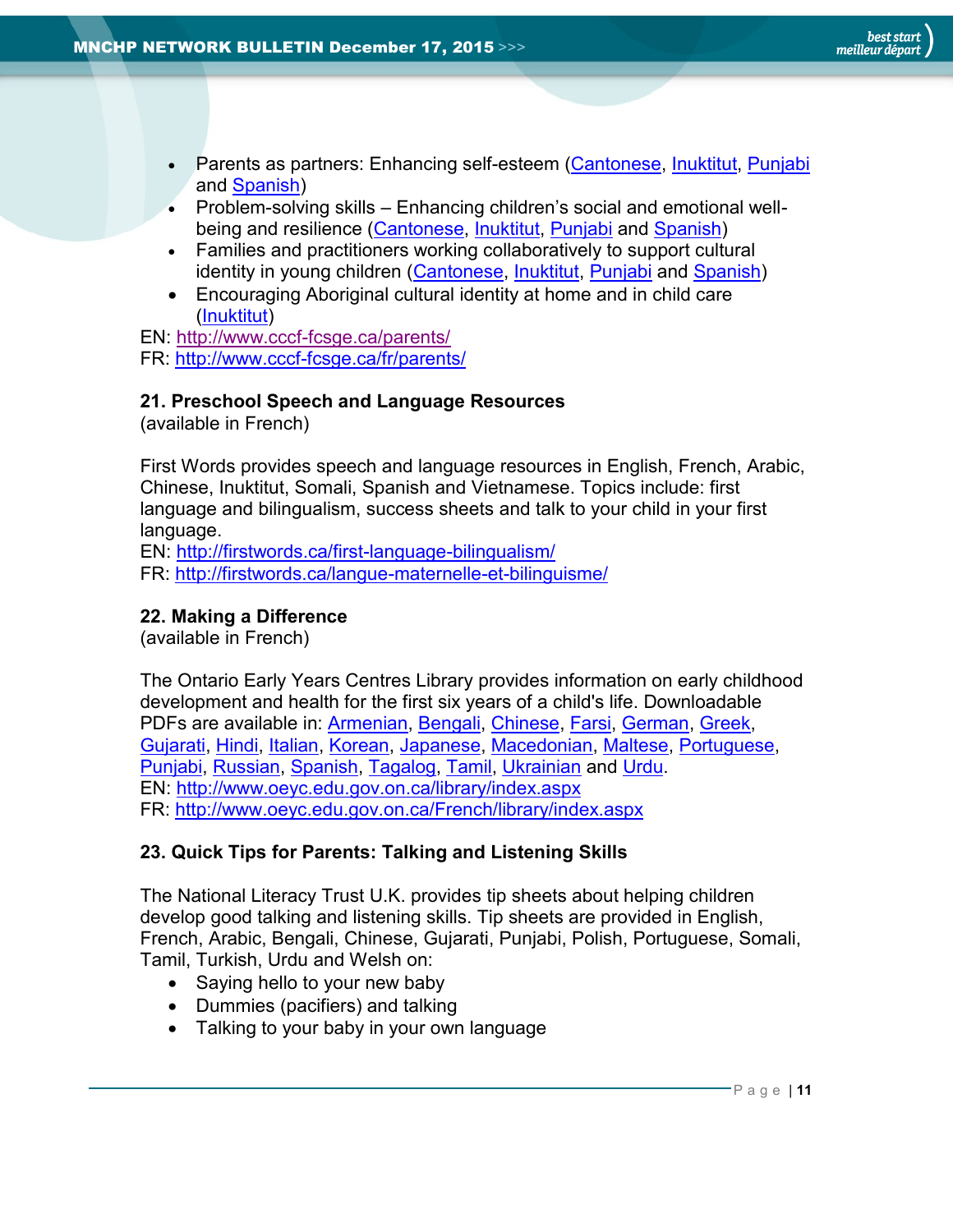- Parents as partners: Enhancing self-esteem (Cantonese, Inuktitut, Punjabi and Spanish)
- Problem-solving skills – Enhancing children's social and emotional well-being and resilience (Cantonese, Inuktitut, Punjabi and Spanish)
- Families and practitioners working collaboratively to support cultural identity in young children (Cantonese, Inuktitut, Punjabi and Spanish)
- Encouraging Aboriginal cultural identity at home and in child care (Inuktitut)

EN: http://www.cccf-fcsge.ca/parents/
FR: http://www.cccf-fcsge.ca/fr/parents/

**21. Preschool Speech and Language Resources**
(available in French)

First Words provides speech and language resources in English, French, Arabic, Chinese, Inuktitut, Somali, Spanish and Vietnamese. Topics include: first language and bilingualism, success sheets and talk to your child in your first language.
EN: http://firstwords.ca/first-language-bilingualism/
FR: http://firstwords.ca/langue-maternelle-et-bilinguisme/

**22. Making a Difference**
(available in French)

The Ontario Early Years Centres Library provides information on early childhood development and health for the first six years of a child's life. Downloadable PDFs are available in: Armenian, Bengali, Chinese, Farsi, German, Greek, Gujarati, Hindi, Italian, Korean, Japanese, Macedonian, Maltese, Portuguese, Punjabi, Russian, Spanish, Tagalog, Tamil, Ukrainian and Urdu.
EN: http://www.oeyc.edu.gov.on.ca/library/index.aspx
FR: http://www.oeyc.edu.gov.on.ca/French/library/index.aspx

**23. Quick Tips for Parents: Talking and Listening Skills**

The National Literacy Trust U.K. provides tip sheets about helping children develop good talking and listening skills. Tip sheets are provided in English, French, Arabic, Bengali, Chinese, Gujarati, Punjabi, Polish, Portuguese, Somali, Tamil, Turkish, Urdu and Welsh on:

- Saying hello to your new baby
- Dummies (pacifiers) and talking
- Talking to your baby in your own language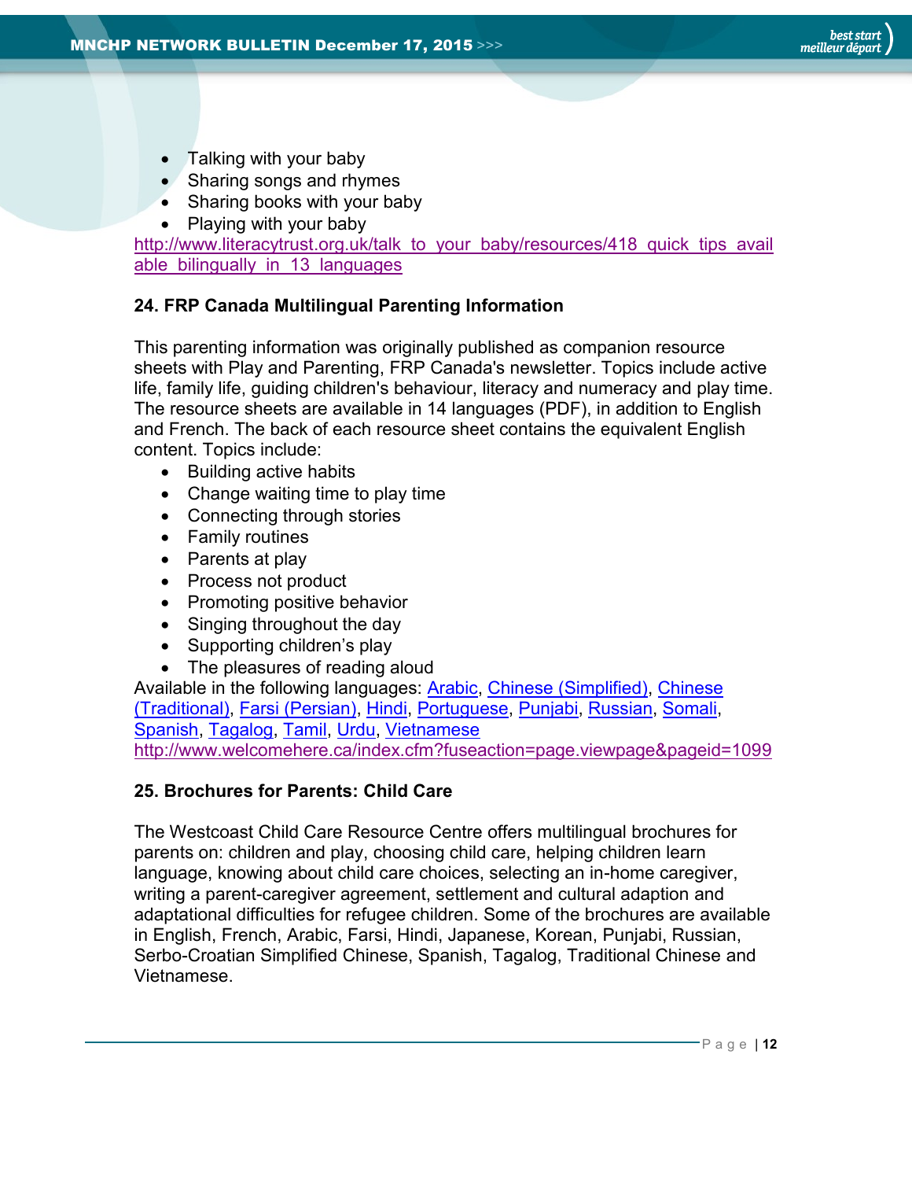- Talking with your baby
- Sharing songs and rhymes
- Sharing books with your baby
- Playing with your baby

http://www.literacytrust.org.uk/talk_to_your_baby/resources/418_quick_tips_available_bilingually_in_13_languages

### 24. FRP Canada Multilingual Parenting Information

This parenting information was originally published as companion resource sheets with Play and Parenting, FRP Canada's newsletter. Topics include active life, family life, guiding children's behaviour, literacy and numeracy and play time. The resource sheets are available in 14 languages (PDF), in addition to English and French. The back of each resource sheet contains the equivalent English content. Topics include:

- Building active habits
- Change waiting time to play time
- Connecting through stories
- Family routines
- Parents at play
- Process not product
- Promoting positive behavior
- Singing throughout the day
- Supporting children's play
- The pleasures of reading aloud

Available in the following languages: Arabic, Chinese (Simplified), Chinese (Traditional), Farsi (Persian), Hindi, Portuguese, Punjabi, Russian, Somali, Spanish, Tagalog, Tamil, Urdu, Vietnamese
http://www.welcomehere.ca/index.cfm?fuseaction=page.viewpage&pageid=1099

### 25. Brochures for Parents: Child Care

The Westcoast Child Care Resource Centre offers multilingual brochures for parents on: children and play, choosing child care, helping children learn language, knowing about child care choices, selecting an in-home caregiver, writing a parent-caregiver agreement, settlement and cultural adaption and adaptational difficulties for refugee children. Some of the brochures are available in English, French, Arabic, Farsi, Hindi, Japanese, Korean, Punjabi, Russian, Serbo-Croatian Simplified Chinese, Spanish, Tagalog, Traditional Chinese and Vietnamese.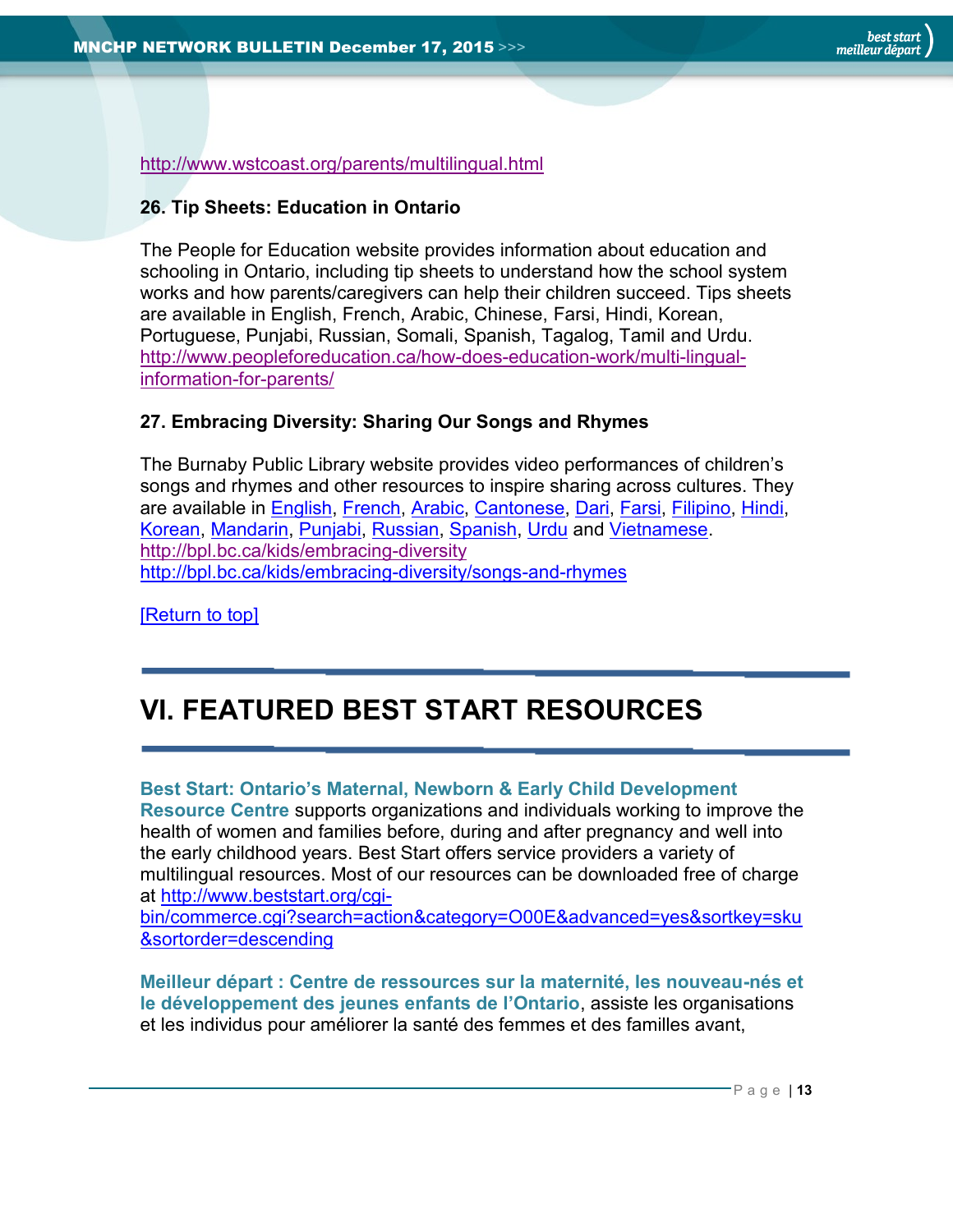http://www.wstcoast.org/parents/multilingual.html

**26. Tip Sheets: Education in Ontario**

The People for Education website provides information about education and schooling in Ontario, including tip sheets to understand how the school system works and how parents/caregivers can help their children succeed. Tips sheets are available in English, French, Arabic, Chinese, Farsi, Hindi, Korean, Portuguese, Punjabi, Russian, Somali, Spanish, Tagalog, Tamil and Urdu.
http://www.peopleforeducation.ca/how-does-education-work/multi-lingual-information-for-parents/

**27. Embracing Diversity: Sharing Our Songs and Rhymes**

The Burnaby Public Library website provides video performances of children's songs and rhymes and other resources to inspire sharing across cultures. They are available in English, French, Arabic, Cantonese, Dari, Farsi, Filipino, Hindi, Korean, Mandarin, Punjabi, Russian, Spanish, Urdu and Vietnamese.
http://bpl.bc.ca/kids/embracing-diversity
http://bpl.bc.ca/kids/embracing-diversity/songs-and-rhymes

[Return to top]

# VI. FEATURED BEST START RESOURCES

**Best Start: Ontario's Maternal, Newborn & Early Child Development Resource Centre** supports organizations and individuals working to improve the health of women and families before, during and after pregnancy and well into the early childhood years. Best Start offers service providers a variety of multilingual resources. Most of our resources can be downloaded free of charge at http://www.beststart.org/cgi-bin/commerce.cgi?search=action&category=O00E&advanced=yes&sortkey=sku&sortorder=descending

**Meilleur départ : Centre de ressources sur la maternité, les nouveau-nés et le développement des jeunes enfants de l'Ontario**, assiste les organisations et les individus pour améliorer la santé des femmes et des familles avant,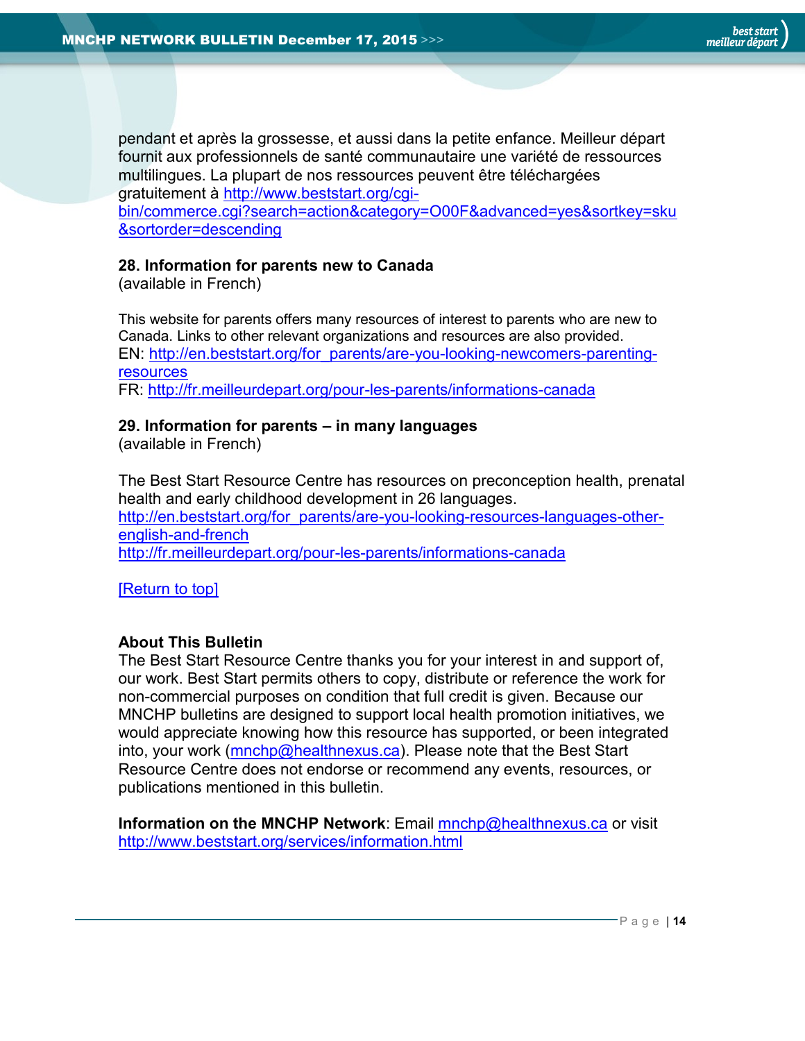pendant et après la grossesse, et aussi dans la petite enfance. Meilleur départ fournit aux professionnels de santé communautaire une variété de ressources multilingues. La plupart de nos ressources peuvent être téléchargées gratuitement à http://www.beststart.org/cgi-bin/commerce.cgi?search=action&category=O00F&advanced=yes&sortkey=sku&sortorder=descending

**28. Information for parents new to Canada**
(available in French)

This website for parents offers many resources of interest to parents who are new to Canada. Links to other relevant organizations and resources are also provided.
EN: http://en.beststart.org/for_parents/are-you-looking-newcomers-parenting-resources
FR: http://fr.meilleurdepart.org/pour-les-parents/informations-canada

**29. Information for parents – in many languages**
(available in French)

The Best Start Resource Centre has resources on preconception health, prenatal health and early childhood development in 26 languages.
http://en.beststart.org/for_parents/are-you-looking-resources-languages-other-english-and-french
http://fr.meilleurdepart.org/pour-les-parents/informations-canada

[Return to top]

**About This Bulletin**
The Best Start Resource Centre thanks you for your interest in and support of, our work. Best Start permits others to copy, distribute or reference the work for non-commercial purposes on condition that full credit is given. Because our MNCHP bulletins are designed to support local health promotion initiatives, we would appreciate knowing how this resource has supported, or been integrated into, your work (mnchp@healthnexus.ca). Please note that the Best Start Resource Centre does not endorse or recommend any events, resources, or publications mentioned in this bulletin.

**Information on the MNCHP Network**: Email mnchp@healthnexus.ca or visit http://www.beststart.org/services/information.html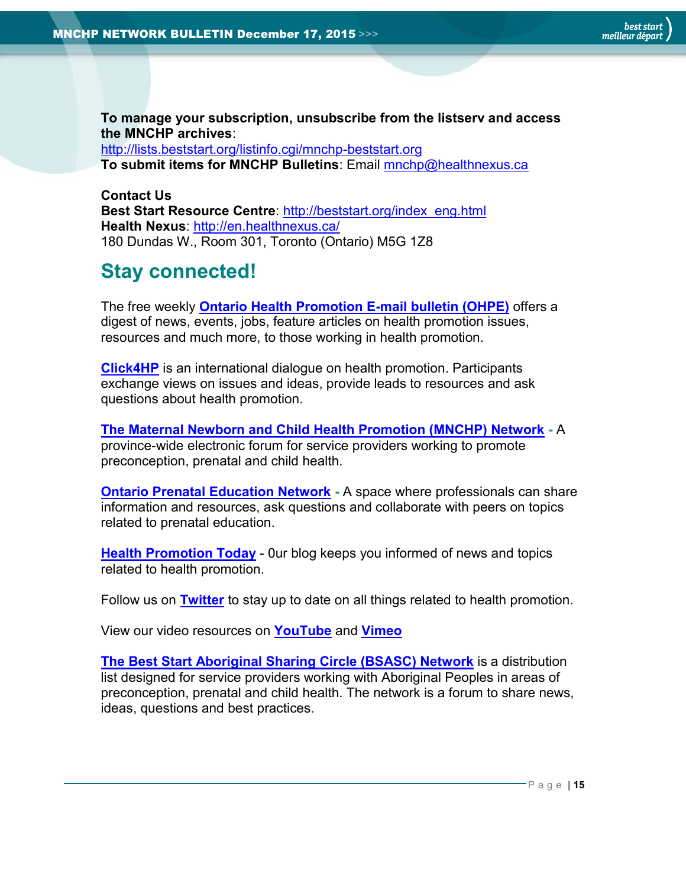**To manage your subscription, unsubscribe from the listserv and access the MNCHP archives**:
http://lists.beststart.org/listinfo.cgi/mnchp-beststart.org
**To submit items for MNCHP Bulletins**: Email mnchp@healthnexus.ca

**Contact Us**
**Best Start Resource Centre**: http://beststart.org/index_eng.html
**Health Nexus**: http://en.healthnexus.ca/
180 Dundas W., Room 301, Toronto (Ontario) M5G 1Z8

## Stay connected!

The free weekly **Ontario Health Promotion E-mail bulletin (OHPE)** offers a digest of news, events, jobs, feature articles on health promotion issues, resources and much more, to those working in health promotion.

**Click4HP** is an international dialogue on health promotion. Participants exchange views on issues and ideas, provide leads to resources and ask questions about health promotion.

**The Maternal Newborn and Child Health Promotion (MNCHP) Network** - A province-wide electronic forum for service providers working to promote preconception, prenatal and child health.

**Ontario Prenatal Education Network** - A space where professionals can share information and resources, ask questions and collaborate with peers on topics related to prenatal education.

**Health Promotion Today** - 0ur blog keeps you informed of news and topics related to health promotion.

Follow us on **Twitter** to stay up to date on all things related to health promotion.

View our video resources on **YouTube** and **Vimeo**

**The Best Start Aboriginal Sharing Circle (BSASC) Network** is a distribution list designed for service providers working with Aboriginal Peoples in areas of preconception, prenatal and child health. The network is a forum to share news, ideas, questions and best practices.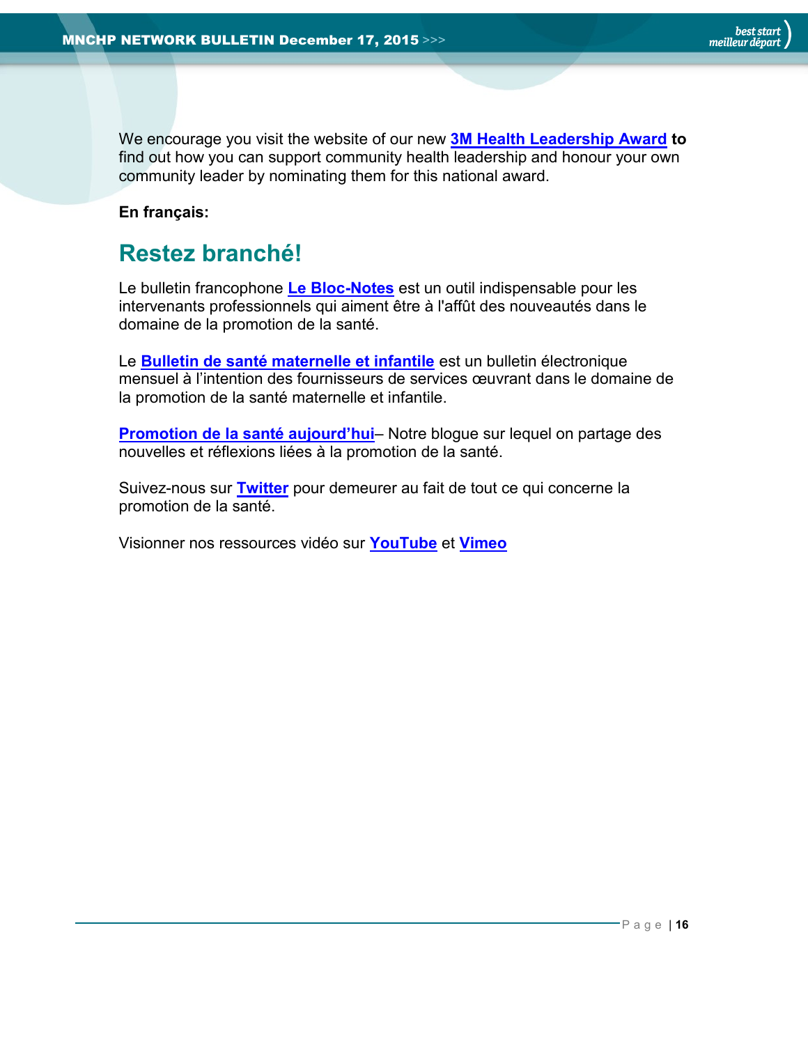We encourage you visit the website of our new **3M Health Leadership Award** **to** find out how you can support community health leadership and honour your own community leader by nominating them for this national award.

**En français:**

## Restez branché!

Le bulletin francophone **Le Bloc-Notes** est un outil indispensable pour les intervenants professionnels qui aiment être à l'affût des nouveautés dans le domaine de la promotion de la santé.

Le **Bulletin de santé maternelle et infantile** est un bulletin électronique mensuel à l'intention des fournisseurs de services œuvrant dans le domaine de la promotion de la santé maternelle et infantile.

**Promotion de la santé aujourd'hui**– Notre blogue sur lequel on partage des nouvelles et réflexions liées à la promotion de la santé.

Suivez-nous sur **Twitter** pour demeurer au fait de tout ce qui concerne la promotion de la santé.

Visionner nos ressources vidéo sur **YouTube** et **Vimeo**